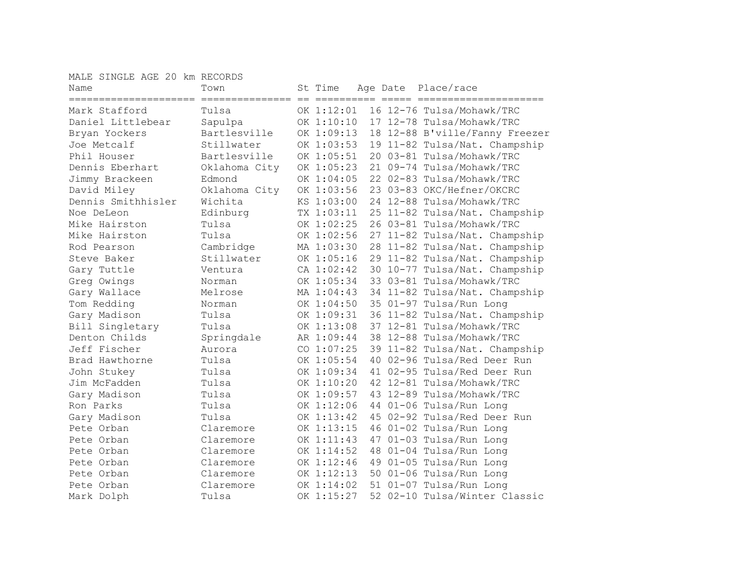MALE SINGLE AGE 20 km RECORDS

| Name | Town | St | Time | Age | Date | Place/race |
|---|---|---|---|---|---|---|
| Mark Stafford | Tulsa | OK | 1:12:01 | 16 | 12-76 | Tulsa/Mohawk/TRC |
| Daniel Littlebear | Sapulpa | OK | 1:10:10 | 17 | 12-78 | Tulsa/Mohawk/TRC |
| Bryan Yockers | Bartlesville | OK | 1:09:13 | 18 | 12-88 | B'ville/Fanny Freezer |
| Joe Metcalf | Stillwater | OK | 1:03:53 | 19 | 11-82 | Tulsa/Nat. Champship |
| Phil Houser | Bartlesville | OK | 1:05:51 | 20 | 03-81 | Tulsa/Mohawk/TRC |
| Dennis Eberhart | Oklahoma City | OK | 1:05:23 | 21 | 09-74 | Tulsa/Mohawk/TRC |
| Jimmy Brackeen | Edmond | OK | 1:04:05 | 22 | 02-83 | Tulsa/Mohawk/TRC |
| David Miley | Oklahoma City | OK | 1:03:56 | 23 | 03-83 | OKC/Hefner/OKCRC |
| Dennis Smithhisler | Wichita | KS | 1:03:00 | 24 | 12-88 | Tulsa/Mohawk/TRC |
| Noe DeLeon | Edinburg | TX | 1:03:11 | 25 | 11-82 | Tulsa/Nat. Champship |
| Mike Hairston | Tulsa | OK | 1:02:25 | 26 | 03-81 | Tulsa/Mohawk/TRC |
| Mike Hairston | Tulsa | OK | 1:02:56 | 27 | 11-82 | Tulsa/Nat. Champship |
| Rod Pearson | Cambridge | MA | 1:03:30 | 28 | 11-82 | Tulsa/Nat. Champship |
| Steve Baker | Stillwater | OK | 1:05:16 | 29 | 11-82 | Tulsa/Nat. Champship |
| Gary Tuttle | Ventura | CA | 1:02:42 | 30 | 10-77 | Tulsa/Nat. Champship |
| Greg Owings | Norman | OK | 1:05:34 | 33 | 03-81 | Tulsa/Mohawk/TRC |
| Gary Wallace | Melrose | MA | 1:04:43 | 34 | 11-82 | Tulsa/Nat. Champship |
| Tom Redding | Norman | OK | 1:04:50 | 35 | 01-97 | Tulsa/Run Long |
| Gary Madison | Tulsa | OK | 1:09:31 | 36 | 11-82 | Tulsa/Nat. Champship |
| Bill Singletary | Tulsa | OK | 1:13:08 | 37 | 12-81 | Tulsa/Mohawk/TRC |
| Denton Childs | Springdale | AR | 1:09:44 | 38 | 12-88 | Tulsa/Mohawk/TRC |
| Jeff Fischer | Aurora | CO | 1:07:25 | 39 | 11-82 | Tulsa/Nat. Champship |
| Brad Hawthorne | Tulsa | OK | 1:05:54 | 40 | 02-96 | Tulsa/Red Deer Run |
| John Stukey | Tulsa | OK | 1:09:34 | 41 | 02-95 | Tulsa/Red Deer Run |
| Jim McFadden | Tulsa | OK | 1:10:20 | 42 | 12-81 | Tulsa/Mohawk/TRC |
| Gary Madison | Tulsa | OK | 1:09:57 | 43 | 12-89 | Tulsa/Mohawk/TRC |
| Ron Parks | Tulsa | OK | 1:12:06 | 44 | 01-06 | Tulsa/Run Long |
| Gary Madison | Tulsa | OK | 1:13:42 | 45 | 02-92 | Tulsa/Red Deer Run |
| Pete Orban | Claremore | OK | 1:13:15 | 46 | 01-02 | Tulsa/Run Long |
| Pete Orban | Claremore | OK | 1:11:43 | 47 | 01-03 | Tulsa/Run Long |
| Pete Orban | Claremore | OK | 1:14:52 | 48 | 01-04 | Tulsa/Run Long |
| Pete Orban | Claremore | OK | 1:12:46 | 49 | 01-05 | Tulsa/Run Long |
| Pete Orban | Claremore | OK | 1:12:13 | 50 | 01-06 | Tulsa/Run Long |
| Pete Orban | Claremore | OK | 1:14:02 | 51 | 01-07 | Tulsa/Run Long |
| Mark Dolph | Tulsa | OK | 1:15:27 | 52 | 02-10 | Tulsa/Winter Classic |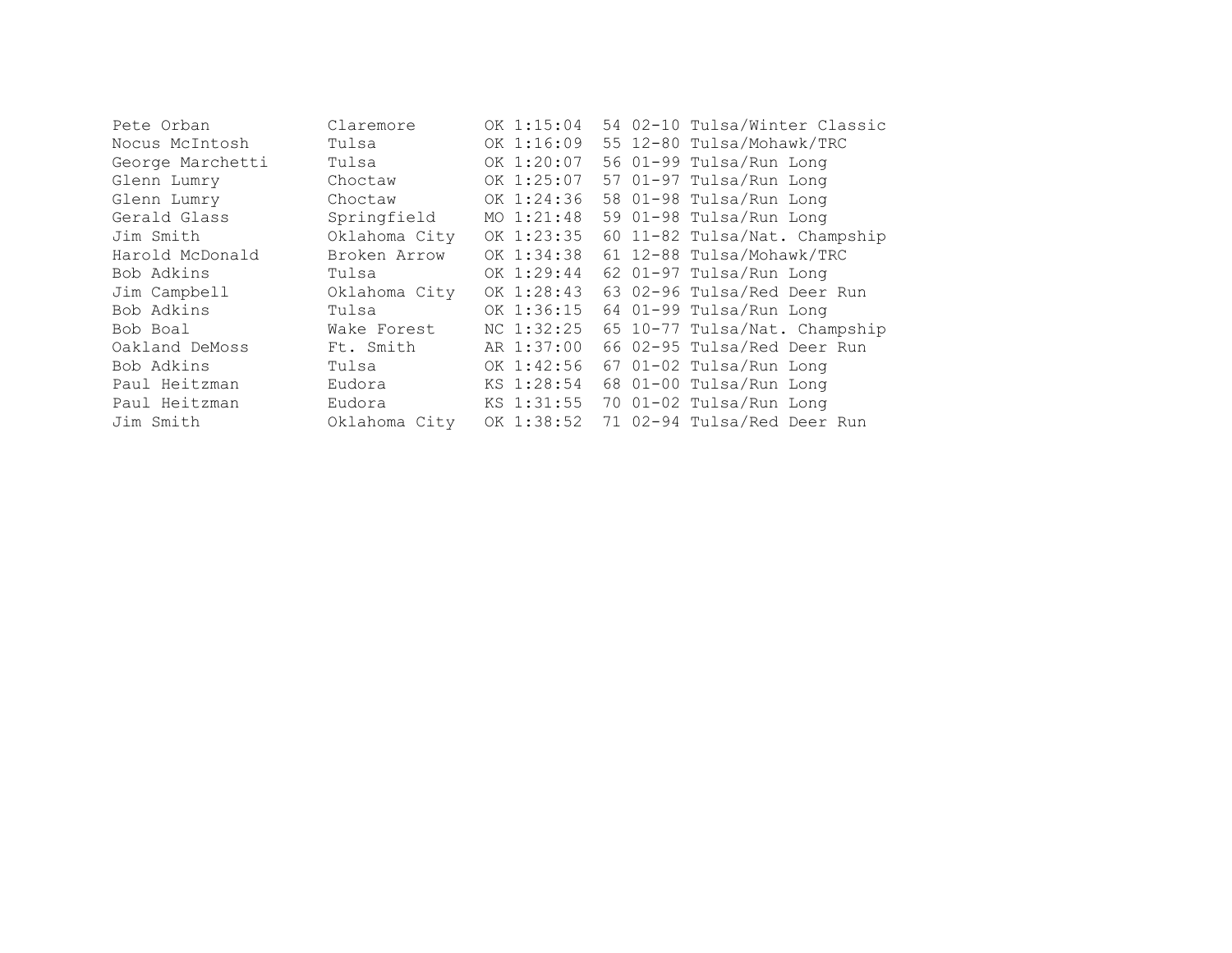| | | | | | | |
|---|---|---|---|---|---|---|
| Pete Orban | Claremore | OK | 1:15:04 | 54 | 02-10 | Tulsa/Winter Classic |
| Nocus McIntosh | Tulsa | OK | 1:16:09 | 55 | 12-80 | Tulsa/Mohawk/TRC |
| George Marchetti | Tulsa | OK | 1:20:07 | 56 | 01-99 | Tulsa/Run Long |
| Glenn Lumry | Choctaw | OK | 1:25:07 | 57 | 01-97 | Tulsa/Run Long |
| Glenn Lumry | Choctaw | OK | 1:24:36 | 58 | 01-98 | Tulsa/Run Long |
| Gerald Glass | Springfield | MO | 1:21:48 | 59 | 01-98 | Tulsa/Run Long |
| Jim Smith | Oklahoma City | OK | 1:23:35 | 60 | 11-82 | Tulsa/Nat. Champship |
| Harold McDonald | Broken Arrow | OK | 1:34:38 | 61 | 12-88 | Tulsa/Mohawk/TRC |
| Bob Adkins | Tulsa | OK | 1:29:44 | 62 | 01-97 | Tulsa/Run Long |
| Jim Campbell | Oklahoma City | OK | 1:28:43 | 63 | 02-96 | Tulsa/Red Deer Run |
| Bob Adkins | Tulsa | OK | 1:36:15 | 64 | 01-99 | Tulsa/Run Long |
| Bob Boal | Wake Forest | NC | 1:32:25 | 65 | 10-77 | Tulsa/Nat. Champship |
| Oakland DeMoss | Ft. Smith | AR | 1:37:00 | 66 | 02-95 | Tulsa/Red Deer Run |
| Bob Adkins | Tulsa | OK | 1:42:56 | 67 | 01-02 | Tulsa/Run Long |
| Paul Heitzman | Eudora | KS | 1:28:54 | 68 | 01-00 | Tulsa/Run Long |
| Paul Heitzman | Eudora | KS | 1:31:55 | 70 | 01-02 | Tulsa/Run Long |
| Jim Smith | Oklahoma City | OK | 1:38:52 | 71 | 02-94 | Tulsa/Red Deer Run |